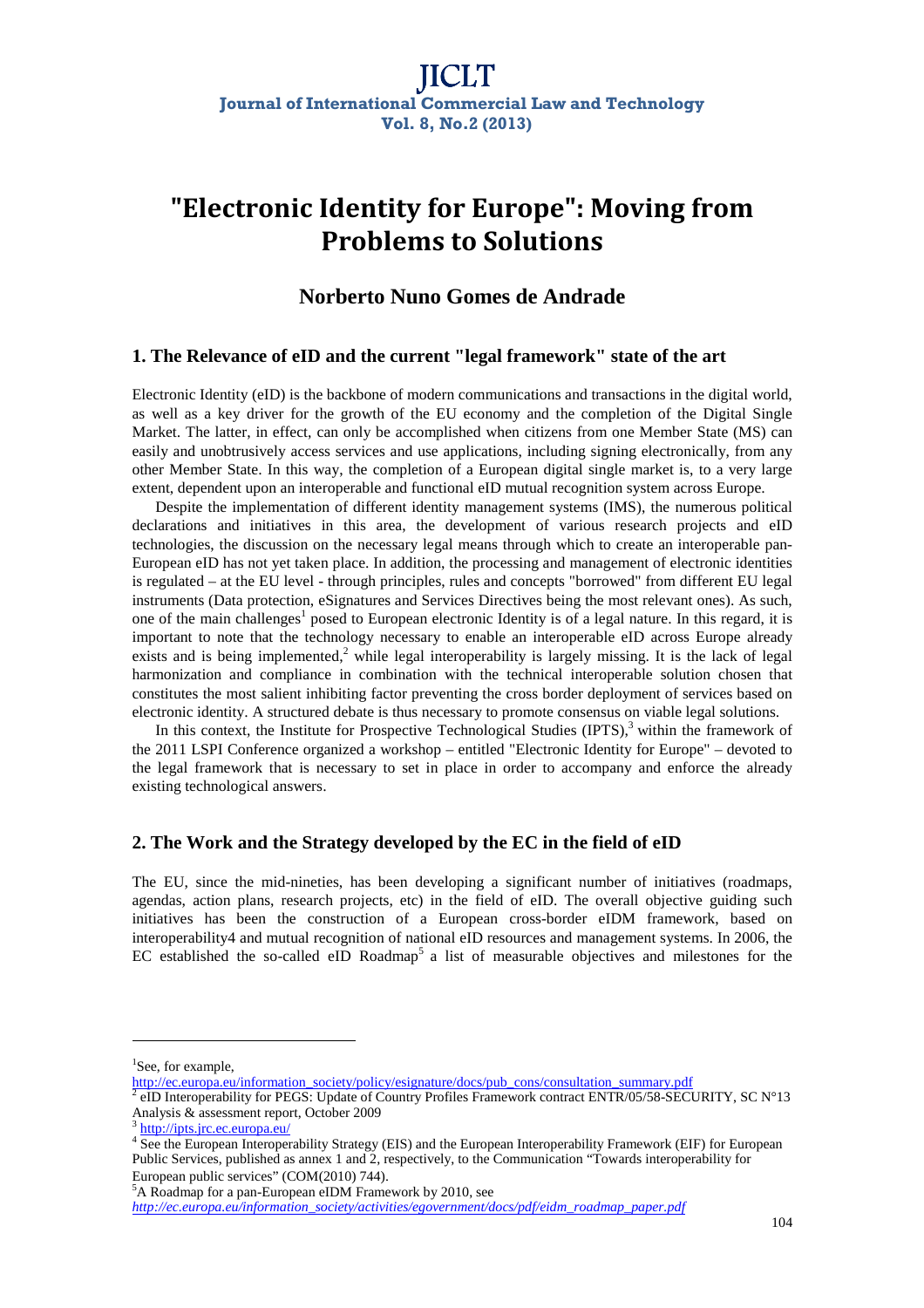# "Electronic Identity for Europe": Moving from Problems to Solutions

## Norberto Nuno Gomes de Andrade

### 1. The Relevance of eID and the current "legal framework" state of the art

Electronic Identity (eID) is the backbone of modern communications and transactions in the digital world, as well as a key driver for the growth of the EU economy and the completion of the Digital Single Market. The latter, in effect, can only be accomplished when citizens from one Member State (MS) can easily and unobtrusively access services and use applications, including signing electronically, from any other Member State. In this way, the completion of a European digital single market is, to a very large extent, dependent upon an interoperable and functional eID mutual recognition system across Europe.

Despite the implementation of different identity management systems (IMS), the numerous political declarations and initiatives in this area, the development of various research projects and eID technologies, the discussion on the necessary legal means through which to create an interoperable pan-European eID has not yet taken place. In addition, the processing and management of electronic identities is regulated – at the EU level - through principles, rules and concepts "borrowed" from different EU legal instruments (Data protection, eSignatures and Services Directives being the most relevant ones). As such, one of the main challenges[1] posed to European electronic Identity is of a legal nature. In this regard, it is important to note that the technology necessary to enable an interoperable eID across Europe already exists and is being implemented,[2] while legal interoperability is largely missing. It is the lack of legal harmonization and compliance in combination with the technical interoperable solution chosen that constitutes the most salient inhibiting factor preventing the cross border deployment of services based on electronic identity. A structured debate is thus necessary to promote consensus on viable legal solutions.

In this context, the Institute for Prospective Technological Studies (IPTS),[3] within the framework of the 2011 LSPI Conference organized a workshop – entitled "Electronic Identity for Europe" – devoted to the legal framework that is necessary to set in place in order to accompany and enforce the already existing technological answers.

### 2. The Work and the Strategy developed by the EC in the field of eID

The EU, since the mid-nineties, has been developing a significant number of initiatives (roadmaps, agendas, action plans, research projects, etc) in the field of eID. The overall objective guiding such initiatives has been the construction of a European cross-border eIDM framework, based on interoperability4 and mutual recognition of national eID resources and management systems. In 2006, the EC established the so-called eID Roadmap[5] a list of measurable objectives and milestones for the

---

[1] See, for example, http://ec.europa.eu/information_society/policy/esignature/docs/pub_cons/consultation_summary.pdf

[2] eID Interoperability for PEGS: Update of Country Profiles Framework contract ENTR/05/58-SECURITY, SC N°13 Analysis & assessment report, October 2009

[3] http://ipts.jrc.ec.europa.eu/

[4] See the European Interoperability Strategy (EIS) and the European Interoperability Framework (EIF) for European Public Services, published as annex 1 and 2, respectively, to the Communication "Towards interoperability for European public services" (COM(2010) 744).

[5] A Roadmap for a pan-European eIDM Framework by 2010, see *http://ec.europa.eu/information_society/activities/egovernment/docs/pdf/eidm_roadmap_paper.pdf*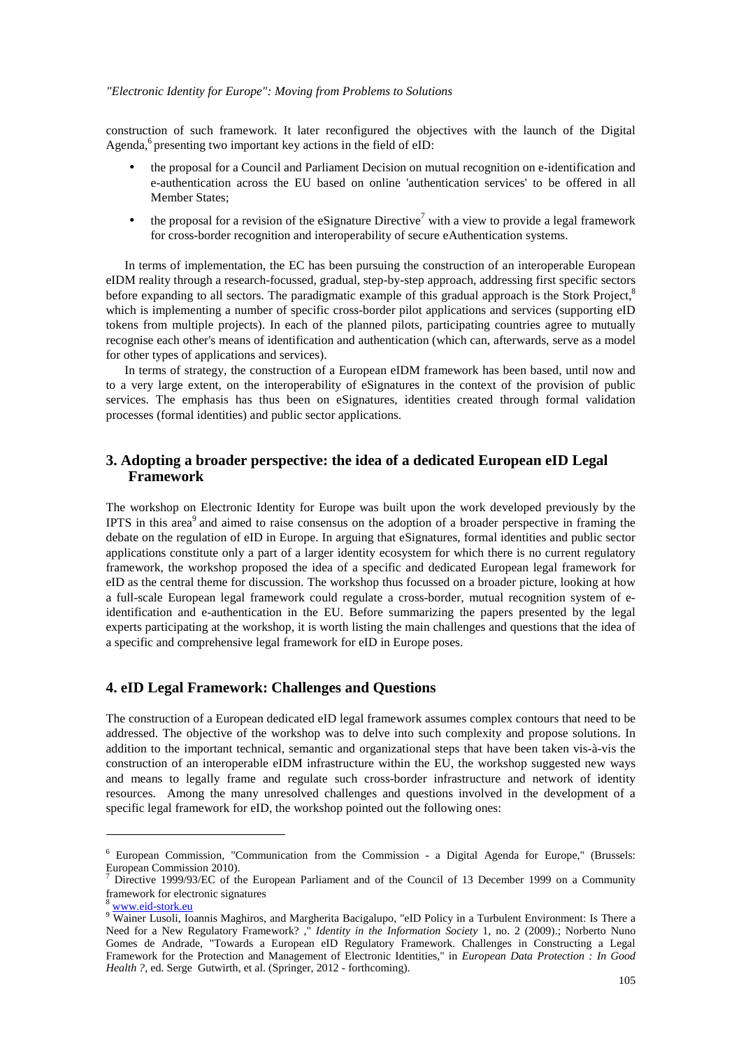construction of such framework. It later reconfigured the objectives with the launch of the Digital Agenda,[6] presenting two important key actions in the field of eID:

- the proposal for a Council and Parliament Decision on mutual recognition on e-identification and e-authentication across the EU based on online 'authentication services' to be offered in all Member States;
- the proposal for a revision of the eSignature Directive[7] with a view to provide a legal framework for cross-border recognition and interoperability of secure eAuthentication systems.

In terms of implementation, the EC has been pursuing the construction of an interoperable European eIDM reality through a research-focussed, gradual, step-by-step approach, addressing first specific sectors before expanding to all sectors. The paradigmatic example of this gradual approach is the Stork Project,[8] which is implementing a number of specific cross-border pilot applications and services (supporting eID tokens from multiple projects). In each of the planned pilots, participating countries agree to mutually recognise each other's means of identification and authentication (which can, afterwards, serve as a model for other types of applications and services).

In terms of strategy, the construction of a European eIDM framework has been based, until now and to a very large extent, on the interoperability of eSignatures in the context of the provision of public services. The emphasis has thus been on eSignatures, identities created through formal validation processes (formal identities) and public sector applications.

## 3. Adopting a broader perspective: the idea of a dedicated European eID Legal Framework

The workshop on Electronic Identity for Europe was built upon the work developed previously by the IPTS in this area[9] and aimed to raise consensus on the adoption of a broader perspective in framing the debate on the regulation of eID in Europe. In arguing that eSignatures, formal identities and public sector applications constitute only a part of a larger identity ecosystem for which there is no current regulatory framework, the workshop proposed the idea of a specific and dedicated European legal framework for eID as the central theme for discussion. The workshop thus focussed on a broader picture, looking at how a full-scale European legal framework could regulate a cross-border, mutual recognition system of e-identification and e-authentication in the EU. Before summarizing the papers presented by the legal experts participating at the workshop, it is worth listing the main challenges and questions that the idea of a specific and comprehensive legal framework for eID in Europe poses.

## 4. eID Legal Framework: Challenges and Questions

The construction of a European dedicated eID legal framework assumes complex contours that need to be addressed. The objective of the workshop was to delve into such complexity and propose solutions. In addition to the important technical, semantic and organizational steps that have been taken vis-à-vis the construction of an interoperable eIDM infrastructure within the EU, the workshop suggested new ways and means to legally frame and regulate such cross-border infrastructure and network of identity resources. Among the many unresolved challenges and questions involved in the development of a specific legal framework for eID, the workshop pointed out the following ones:

---

[6] European Commission, "Communication from the Commission - a Digital Agenda for Europe," (Brussels: European Commission 2010).

[7] Directive 1999/93/EC of the European Parliament and of the Council of 13 December 1999 on a Community framework for electronic signatures

[8] www.eid-stork.eu

[9] Wainer Lusoli, Ioannis Maghiros, and Margherita Bacigalupo, "eID Policy in a Turbulent Environment: Is There a Need for a New Regulatory Framework? ," *Identity in the Information Society* 1, no. 2 (2009).; Norberto Nuno Gomes de Andrade, "Towards a European eID Regulatory Framework. Challenges in Constructing a Legal Framework for the Protection and Management of Electronic Identities," in *European Data Protection : In Good Health ?*, ed. Serge Gutwirth, et al. (Springer, 2012 - forthcoming).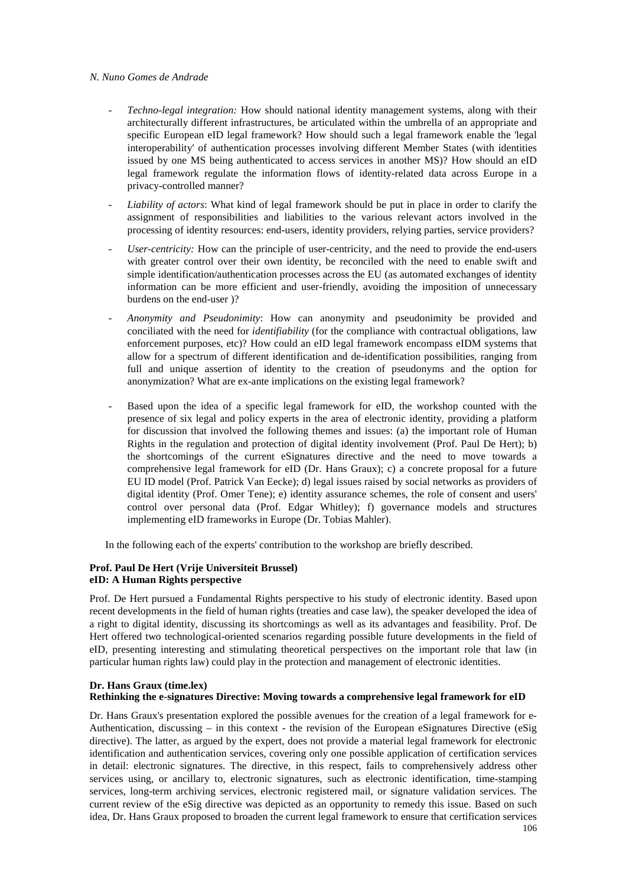- *Techno-legal integration:* How should national identity management systems, along with their architecturally different infrastructures, be articulated within the umbrella of an appropriate and specific European eID legal framework? How should such a legal framework enable the 'legal interoperability' of authentication processes involving different Member States (with identities issued by one MS being authenticated to access services in another MS)? How should an eID legal framework regulate the information flows of identity-related data across Europe in a privacy-controlled manner?

- *Liability of actors*: What kind of legal framework should be put in place in order to clarify the assignment of responsibilities and liabilities to the various relevant actors involved in the processing of identity resources: end-users, identity providers, relying parties, service providers?

- *User-centricity:* How can the principle of user-centricity, and the need to provide the end-users with greater control over their own identity, be reconciled with the need to enable swift and simple identification/authentication processes across the EU (as automated exchanges of identity information can be more efficient and user-friendly, avoiding the imposition of unnecessary burdens on the end-user )?

- *Anonymity and Pseudonimity*: How can anonymity and pseudonimity be provided and conciliated with the need for *identifiability* (for the compliance with contractual obligations, law enforcement purposes, etc)? How could an eID legal framework encompass eIDM systems that allow for a spectrum of different identification and de-identification possibilities, ranging from full and unique assertion of identity to the creation of pseudonyms and the option for anonymization? What are ex-ante implications on the existing legal framework?

- Based upon the idea of a specific legal framework for eID, the workshop counted with the presence of six legal and policy experts in the area of electronic identity, providing a platform for discussion that involved the following themes and issues: (a) the important role of Human Rights in the regulation and protection of digital identity involvement (Prof. Paul De Hert); b) the shortcomings of the current eSignatures directive and the need to move towards a comprehensive legal framework for eID (Dr. Hans Graux); c) a concrete proposal for a future EU ID model (Prof. Patrick Van Eecke); d) legal issues raised by social networks as providers of digital identity (Prof. Omer Tene); e) identity assurance schemes, the role of consent and users' control over personal data (Prof. Edgar Whitley); f) governance models and structures implementing eID frameworks in Europe (Dr. Tobias Mahler).

In the following each of the experts' contribution to the workshop are briefly described.

**Prof. Paul De Hert (Vrije Universiteit Brussel)**
**eID: A Human Rights perspective**

Prof. De Hert pursued a Fundamental Rights perspective to his study of electronic identity. Based upon recent developments in the field of human rights (treaties and case law), the speaker developed the idea of a right to digital identity, discussing its shortcomings as well as its advantages and feasibility. Prof. De Hert offered two technological-oriented scenarios regarding possible future developments in the field of eID, presenting interesting and stimulating theoretical perspectives on the important role that law (in particular human rights law) could play in the protection and management of electronic identities.

**Dr. Hans Graux (time.lex)**
**Rethinking the e-signatures Directive: Moving towards a comprehensive legal framework for eID**

Dr. Hans Graux's presentation explored the possible avenues for the creation of a legal framework for e-Authentication, discussing – in this context - the revision of the European eSignatures Directive (eSig directive). The latter, as argued by the expert, does not provide a material legal framework for electronic identification and authentication services, covering only one possible application of certification services in detail: electronic signatures. The directive, in this respect, fails to comprehensively address other services using, or ancillary to, electronic signatures, such as electronic identification, time-stamping services, long-term archiving services, electronic registered mail, or signature validation services. The current review of the eSig directive was depicted as an opportunity to remedy this issue. Based on such idea, Dr. Hans Graux proposed to broaden the current legal framework to ensure that certification services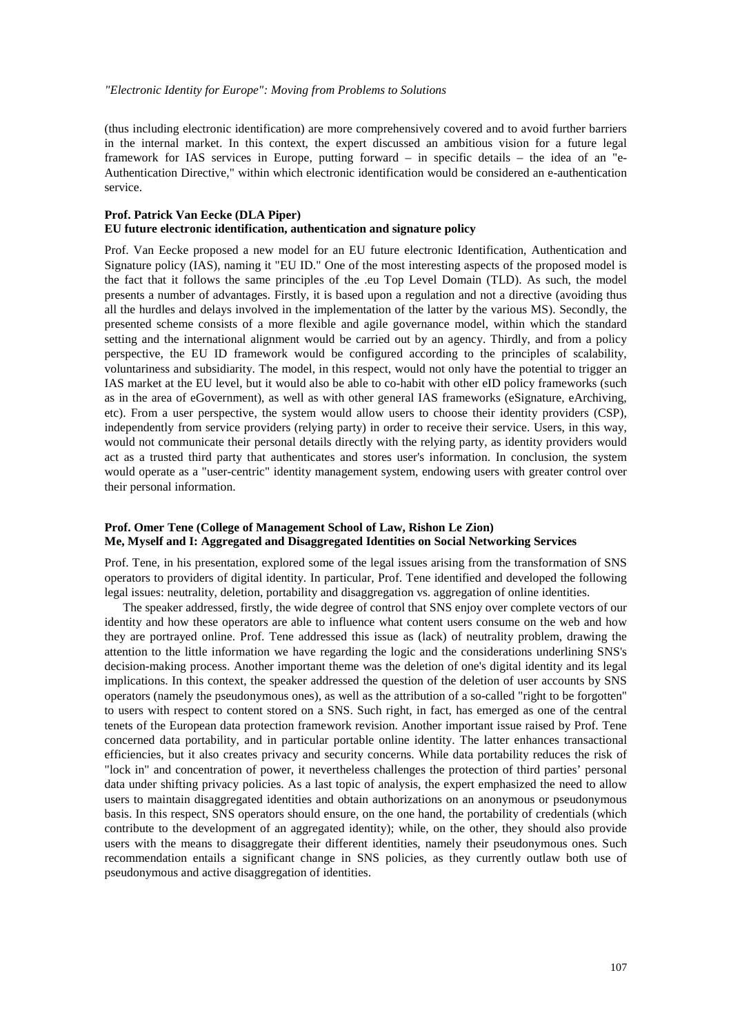(thus including electronic identification) are more comprehensively covered and to avoid further barriers in the internal market. In this context, the expert discussed an ambitious vision for a future legal framework for IAS services in Europe, putting forward – in specific details – the idea of an "e-Authentication Directive," within which electronic identification would be considered an e-authentication service.

**Prof. Patrick Van Eecke (DLA Piper)**
**EU future electronic identification, authentication and signature policy**

Prof. Van Eecke proposed a new model for an EU future electronic Identification, Authentication and Signature policy (IAS), naming it "EU ID." One of the most interesting aspects of the proposed model is the fact that it follows the same principles of the .eu Top Level Domain (TLD). As such, the model presents a number of advantages. Firstly, it is based upon a regulation and not a directive (avoiding thus all the hurdles and delays involved in the implementation of the latter by the various MS). Secondly, the presented scheme consists of a more flexible and agile governance model, within which the standard setting and the international alignment would be carried out by an agency. Thirdly, and from a policy perspective, the EU ID framework would be configured according to the principles of scalability, voluntariness and subsidiarity. The model, in this respect, would not only have the potential to trigger an IAS market at the EU level, but it would also be able to co-habit with other eID policy frameworks (such as in the area of eGovernment), as well as with other general IAS frameworks (eSignature, eArchiving, etc). From a user perspective, the system would allow users to choose their identity providers (CSP), independently from service providers (relying party) in order to receive their service. Users, in this way, would not communicate their personal details directly with the relying party, as identity providers would act as a trusted third party that authenticates and stores user's information. In conclusion, the system would operate as a "user-centric" identity management system, endowing users with greater control over their personal information.

**Prof. Omer Tene (College of Management School of Law, Rishon Le Zion)**
**Me, Myself and I: Aggregated and Disaggregated Identities on Social Networking Services**

Prof. Tene, in his presentation, explored some of the legal issues arising from the transformation of SNS operators to providers of digital identity. In particular, Prof. Tene identified and developed the following legal issues: neutrality, deletion, portability and disaggregation vs. aggregation of online identities.

The speaker addressed, firstly, the wide degree of control that SNS enjoy over complete vectors of our identity and how these operators are able to influence what content users consume on the web and how they are portrayed online. Prof. Tene addressed this issue as (lack) of neutrality problem, drawing the attention to the little information we have regarding the logic and the considerations underlining SNS's decision-making process. Another important theme was the deletion of one's digital identity and its legal implications. In this context, the speaker addressed the question of the deletion of user accounts by SNS operators (namely the pseudonymous ones), as well as the attribution of a so-called "right to be forgotten" to users with respect to content stored on a SNS. Such right, in fact, has emerged as one of the central tenets of the European data protection framework revision. Another important issue raised by Prof. Tene concerned data portability, and in particular portable online identity. The latter enhances transactional efficiencies, but it also creates privacy and security concerns. While data portability reduces the risk of "lock in" and concentration of power, it nevertheless challenges the protection of third parties' personal data under shifting privacy policies. As a last topic of analysis, the expert emphasized the need to allow users to maintain disaggregated identities and obtain authorizations on an anonymous or pseudonymous basis. In this respect, SNS operators should ensure, on the one hand, the portability of credentials (which contribute to the development of an aggregated identity); while, on the other, they should also provide users with the means to disaggregate their different identities, namely their pseudonymous ones. Such recommendation entails a significant change in SNS policies, as they currently outlaw both use of pseudonymous and active disaggregation of identities.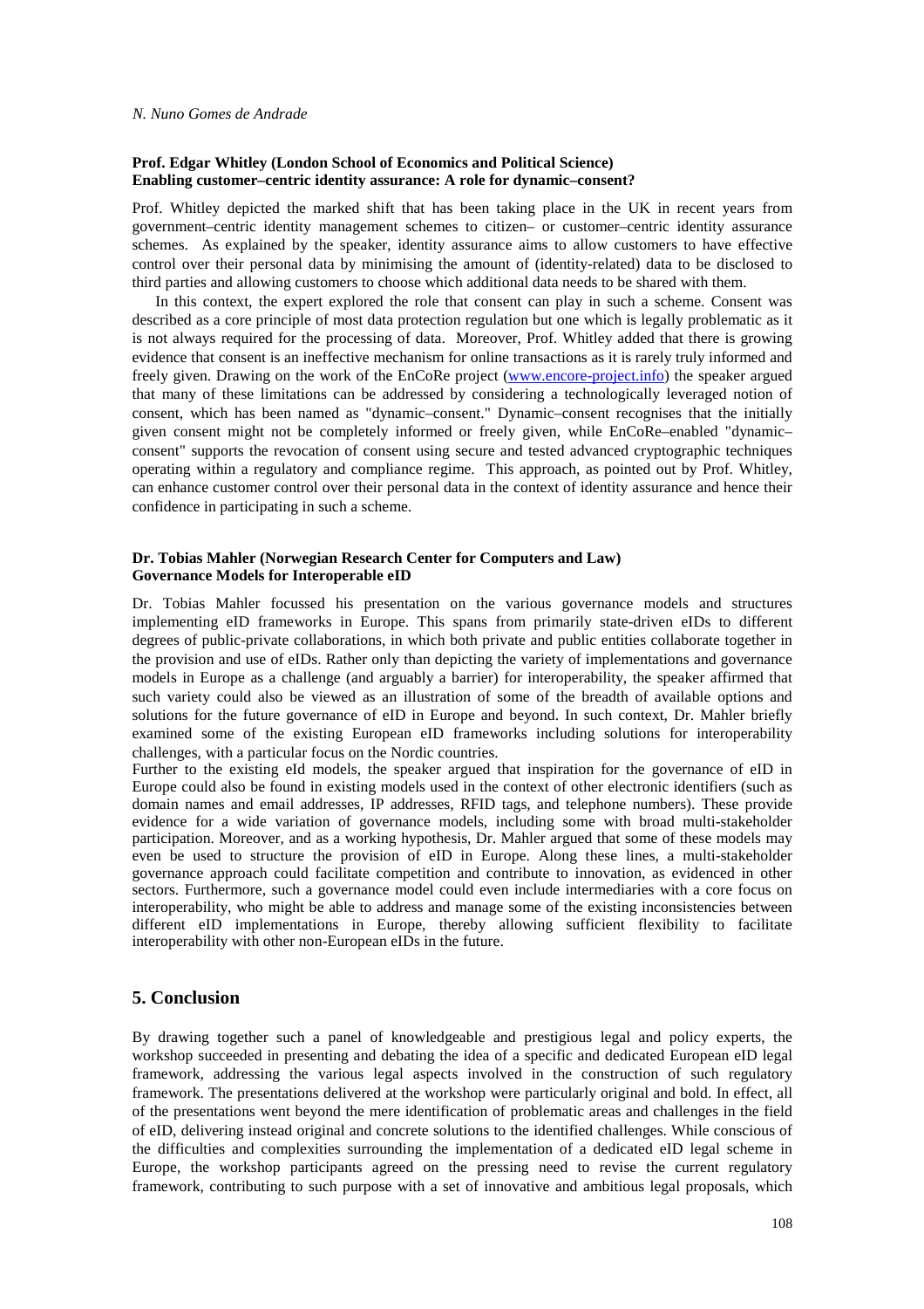**Prof. Edgar Whitley (London School of Economics and Political Science)**
**Enabling customer–centric identity assurance: A role for dynamic–consent?**

Prof. Whitley depicted the marked shift that has been taking place in the UK in recent years from government–centric identity management schemes to citizen– or customer–centric identity assurance schemes. As explained by the speaker, identity assurance aims to allow customers to have effective control over their personal data by minimising the amount of (identity-related) data to be disclosed to third parties and allowing customers to choose which additional data needs to be shared with them.

In this context, the expert explored the role that consent can play in such a scheme. Consent was described as a core principle of most data protection regulation but one which is legally problematic as it is not always required for the processing of data. Moreover, Prof. Whitley added that there is growing evidence that consent is an ineffective mechanism for online transactions as it is rarely truly informed and freely given. Drawing on the work of the EnCoRe project (www.encore-project.info) the speaker argued that many of these limitations can be addressed by considering a technologically leveraged notion of consent, which has been named as "dynamic–consent." Dynamic–consent recognises that the initially given consent might not be completely informed or freely given, while EnCoRe–enabled "dynamic–consent" supports the revocation of consent using secure and tested advanced cryptographic techniques operating within a regulatory and compliance regime. This approach, as pointed out by Prof. Whitley, can enhance customer control over their personal data in the context of identity assurance and hence their confidence in participating in such a scheme.

**Dr. Tobias Mahler (Norwegian Research Center for Computers and Law)**
**Governance Models for Interoperable eID**

Dr. Tobias Mahler focussed his presentation on the various governance models and structures implementing eID frameworks in Europe. This spans from primarily state-driven eIDs to different degrees of public-private collaborations, in which both private and public entities collaborate together in the provision and use of eIDs. Rather only than depicting the variety of implementations and governance models in Europe as a challenge (and arguably a barrier) for interoperability, the speaker affirmed that such variety could also be viewed as an illustration of some of the breadth of available options and solutions for the future governance of eID in Europe and beyond. In such context, Dr. Mahler briefly examined some of the existing European eID frameworks including solutions for interoperability challenges, with a particular focus on the Nordic countries.

Further to the existing eId models, the speaker argued that inspiration for the governance of eID in Europe could also be found in existing models used in the context of other electronic identifiers (such as domain names and email addresses, IP addresses, RFID tags, and telephone numbers). These provide evidence for a wide variation of governance models, including some with broad multi-stakeholder participation. Moreover, and as a working hypothesis, Dr. Mahler argued that some of these models may even be used to structure the provision of eID in Europe. Along these lines, a multi-stakeholder governance approach could facilitate competition and contribute to innovation, as evidenced in other sectors. Furthermore, such a governance model could even include intermediaries with a core focus on interoperability, who might be able to address and manage some of the existing inconsistencies between different eID implementations in Europe, thereby allowing sufficient flexibility to facilitate interoperability with other non-European eIDs in the future.

## 5. Conclusion

By drawing together such a panel of knowledgeable and prestigious legal and policy experts, the workshop succeeded in presenting and debating the idea of a specific and dedicated European eID legal framework, addressing the various legal aspects involved in the construction of such regulatory framework. The presentations delivered at the workshop were particularly original and bold. In effect, all of the presentations went beyond the mere identification of problematic areas and challenges in the field of eID, delivering instead original and concrete solutions to the identified challenges. While conscious of the difficulties and complexities surrounding the implementation of a dedicated eID legal scheme in Europe, the workshop participants agreed on the pressing need to revise the current regulatory framework, contributing to such purpose with a set of innovative and ambitious legal proposals, which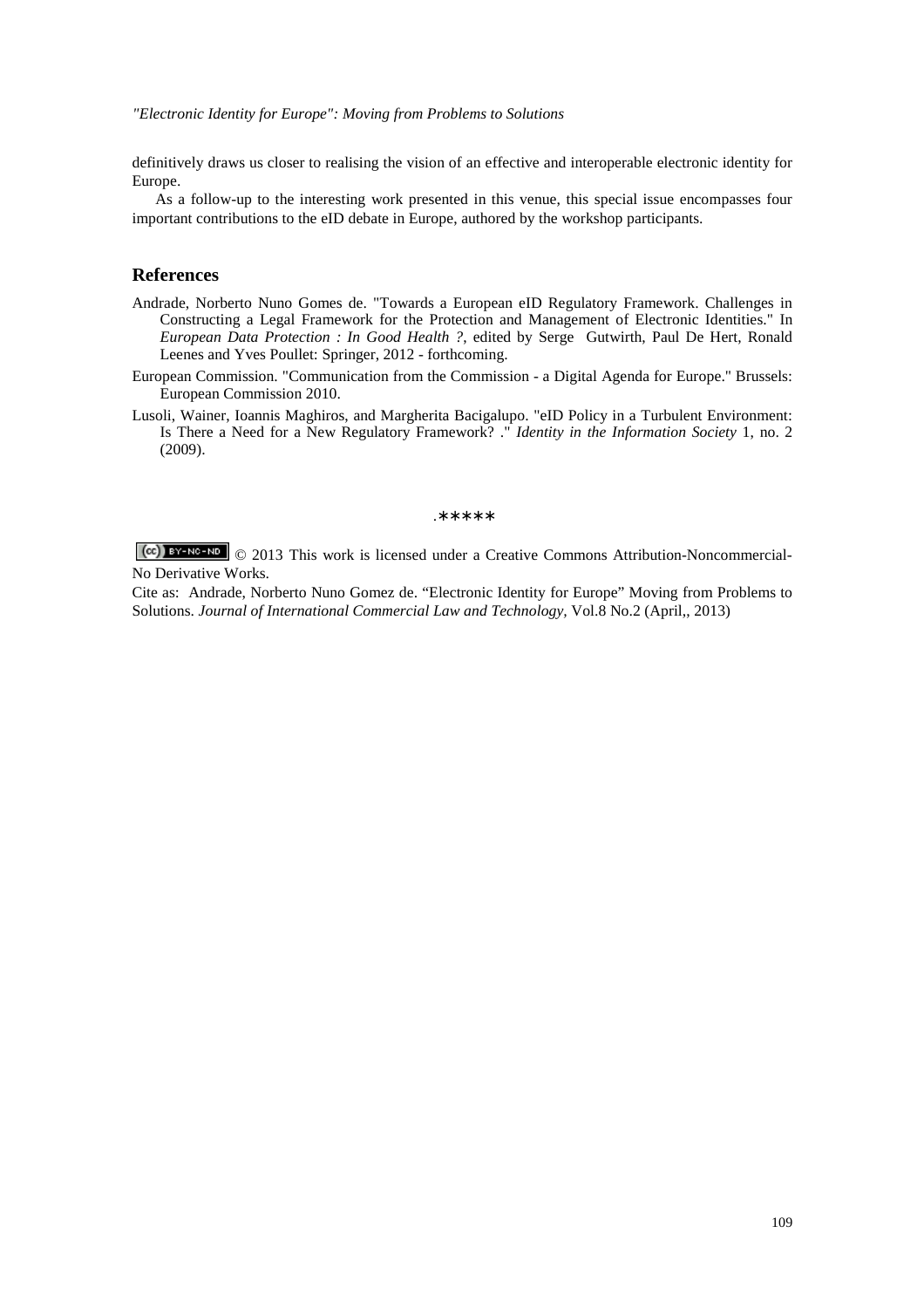definitively draws us closer to realising the vision of an effective and interoperable electronic identity for Europe.

As a follow-up to the interesting work presented in this venue, this special issue encompasses four important contributions to the eID debate in Europe, authored by the workshop participants.

## References

Andrade, Norberto Nuno Gomes de. "Towards a European eID Regulatory Framework. Challenges in Constructing a Legal Framework for the Protection and Management of Electronic Identities." In *European Data Protection : In Good Health ?*, edited by Serge Gutwirth, Paul De Hert, Ronald Leenes and Yves Poullet: Springer, 2012 - forthcoming.

European Commission. "Communication from the Commission - a Digital Agenda for Europe." Brussels: European Commission 2010.

Lusoli, Wainer, Ioannis Maghiros, and Margherita Bacigalupo. "eID Policy in a Turbulent Environment: Is There a Need for a New Regulatory Framework? ." *Identity in the Information Society* 1, no. 2 (2009).

.*****

© 2013 This work is licensed under a Creative Commons Attribution-Noncommercial-No Derivative Works.

Cite as: Andrade, Norberto Nuno Gomez de. "Electronic Identity for Europe" Moving from Problems to Solutions. *Journal of International Commercial Law and Technology*, Vol.8 No.2 (April,, 2013)